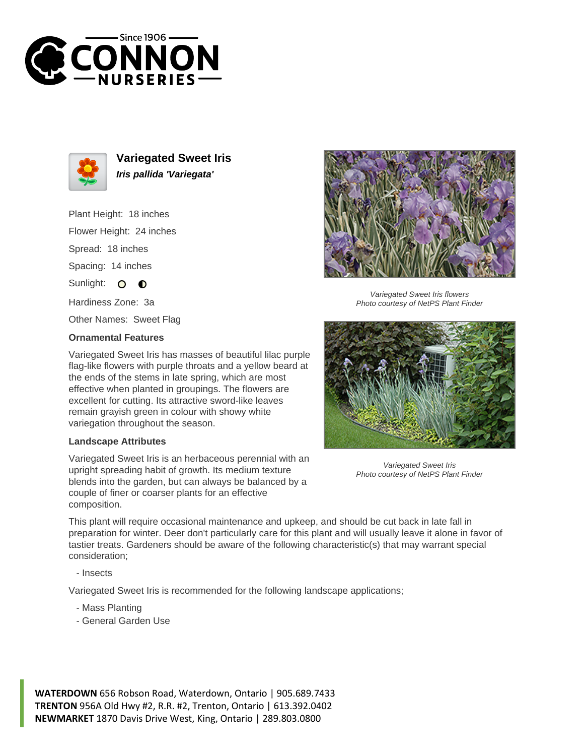# Variegated Sweet Iris

***Iris pallida 'Variegata'***

Plant Height: 18 inches

Flower Height: 24 inches

Spread: 18 inches

Spacing: 14 inches

Sunlight:

Hardiness Zone: 3a

Other Names: Sweet Flag

### Ornamental Features

Variegated Sweet Iris has masses of beautiful lilac purple flag-like flowers with purple throats and a yellow beard at the ends of the stems in late spring, which are most effective when planted in groupings. The flowers are excellent for cutting. Its attractive sword-like leaves remain grayish green in colour with showy white variegation throughout the season.

### Landscape Attributes

Variegated Sweet Iris is an herbaceous perennial with an upright spreading habit of growth. Its medium texture blends into the garden, but can always be balanced by a couple of finer or coarser plants for an effective composition.

This plant will require occasional maintenance and upkeep, and should be cut back in late fall in preparation for winter. Deer don't particularly care for this plant and will usually leave it alone in favor of tastier treats. Gardeners should be aware of the following characteristic(s) that may warrant special consideration;

- Insects

Variegated Sweet Iris is recommended for the following landscape applications;

- Mass Planting
- General Garden Use

*Variegated Sweet Iris flowers*
*Photo courtesy of NetPS Plant Finder*

*Variegated Sweet Iris*
*Photo courtesy of NetPS Plant Finder*

**WATERDOWN** 656 Robson Road, Waterdown, Ontario | 905.689.7433
**TRENTON** 956A Old Hwy #2, R.R. #2, Trenton, Ontario | 613.392.0402
**NEWMARKET** 1870 Davis Drive West, King, Ontario | 289.803.0800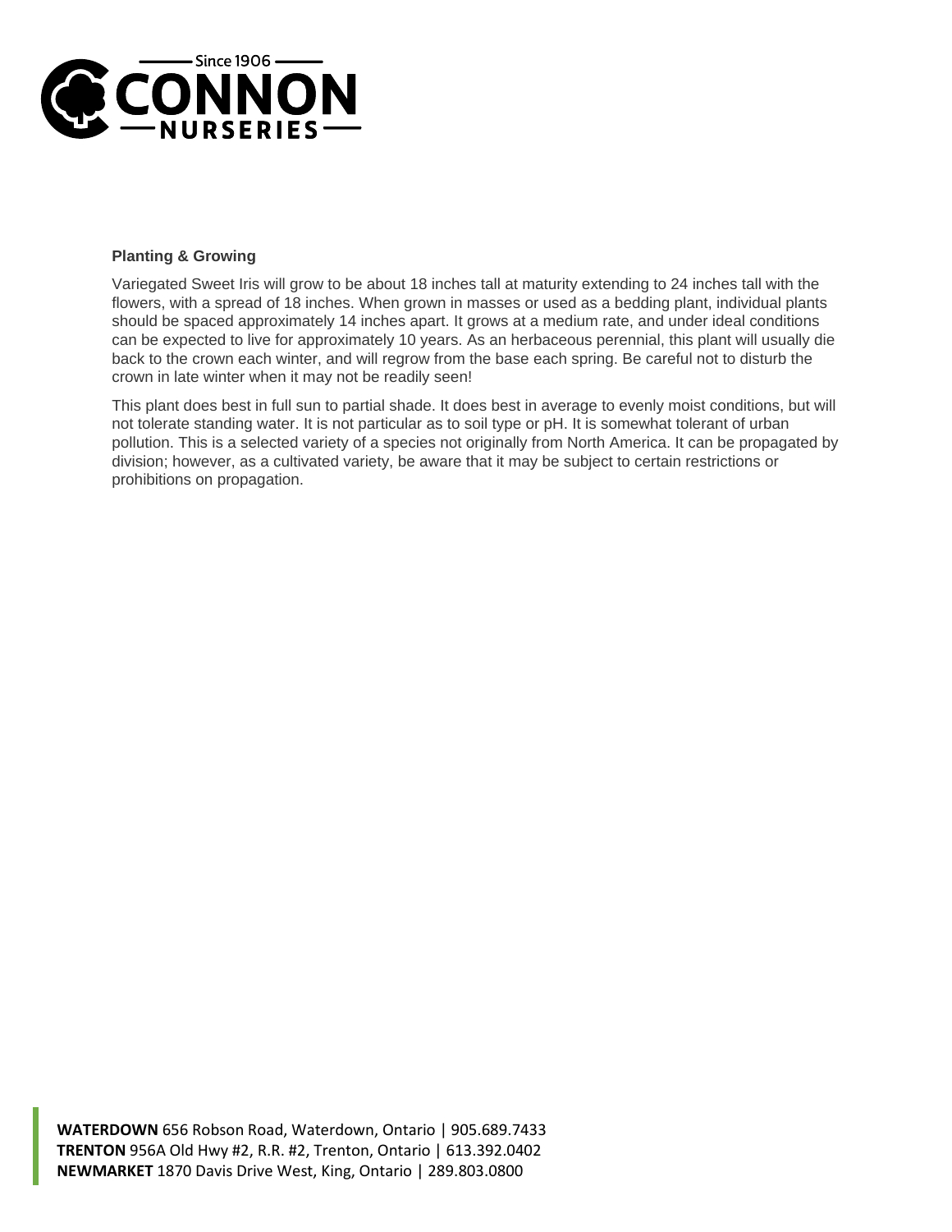### Planting & Growing

Variegated Sweet Iris will grow to be about 18 inches tall at maturity extending to 24 inches tall with the flowers, with a spread of 18 inches. When grown in masses or used as a bedding plant, individual plants should be spaced approximately 14 inches apart. It grows at a medium rate, and under ideal conditions can be expected to live for approximately 10 years. As an herbaceous perennial, this plant will usually die back to the crown each winter, and will regrow from the base each spring. Be careful not to disturb the crown in late winter when it may not be readily seen!

This plant does best in full sun to partial shade. It does best in average to evenly moist conditions, but will not tolerate standing water. It is not particular as to soil type or pH. It is somewhat tolerant of urban pollution. This is a selected variety of a species not originally from North America. It can be propagated by division; however, as a cultivated variety, be aware that it may be subject to certain restrictions or prohibitions on propagation.